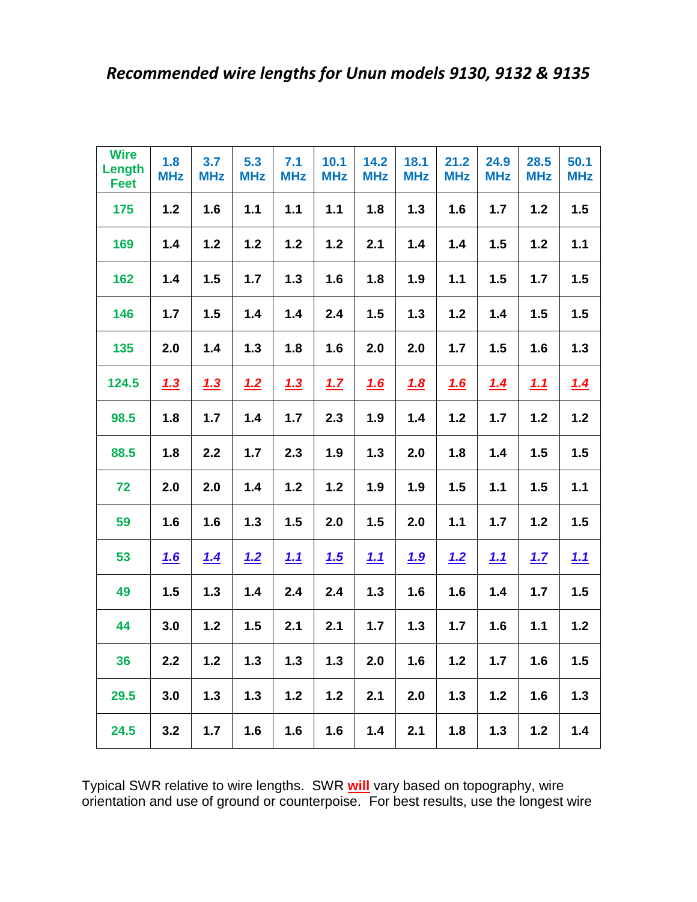# *Recommended wire lengths for Unun models 9130, 9132 & 9135*

| Wire Length Feet | 1.8 MHz | 3.7 MHz | 5.3 MHz | 7.1 MHz | 10.1 MHz | 14.2 MHz | 18.1 MHz | 21.2 MHz | 24.9 MHz | 28.5 MHz | 50.1 MHz |
|---|---|---|---|---|---|---|---|---|---|---|---|
| 175 | 1.2 | 1.6 | 1.1 | 1.1 | 1.1 | 1.8 | 1.3 | 1.6 | 1.7 | 1.2 | 1.5 |
| 169 | 1.4 | 1.2 | 1.2 | 1.2 | 1.2 | 2.1 | 1.4 | 1.4 | 1.5 | 1.2 | 1.1 |
| 162 | 1.4 | 1.5 | 1.7 | 1.3 | 1.6 | 1.8 | 1.9 | 1.1 | 1.5 | 1.7 | 1.5 |
| 146 | 1.7 | 1.5 | 1.4 | 1.4 | 2.4 | 1.5 | 1.3 | 1.2 | 1.4 | 1.5 | 1.5 |
| 135 | 2.0 | 1.4 | 1.3 | 1.8 | 1.6 | 2.0 | 2.0 | 1.7 | 1.5 | 1.6 | 1.3 |
| 124.5 | ***1.3*** | ***1.3*** | ***1.2*** | ***1.3*** | ***1.7*** | ***1.6*** | ***1.8*** | ***1.6*** | ***1.4*** | ***1.1*** | ***1.4*** |
| 98.5 | 1.8 | 1.7 | 1.4 | 1.7 | 2.3 | 1.9 | 1.4 | 1.2 | 1.7 | 1.2 | 1.2 |
| 88.5 | 1.8 | 2.2 | 1.7 | 2.3 | 1.9 | 1.3 | 2.0 | 1.8 | 1.4 | 1.5 | 1.5 |
| 72 | 2.0 | 2.0 | 1.4 | 1.2 | 1.2 | 1.9 | 1.9 | 1.5 | 1.1 | 1.5 | 1.1 |
| 59 | 1.6 | 1.6 | 1.3 | 1.5 | 2.0 | 1.5 | 2.0 | 1.1 | 1.7 | 1.2 | 1.5 |
| 53 | ***1.6*** | ***1.4*** | ***1.2*** | ***1.1*** | ***1.5*** | ***1.1*** | ***1.9*** | ***1.2*** | ***1.1*** | ***1.7*** | ***1.1*** |
| 49 | 1.5 | 1.3 | 1.4 | 2.4 | 2.4 | 1.3 | 1.6 | 1.6 | 1.4 | 1.7 | 1.5 |
| 44 | 3.0 | 1.2 | 1.5 | 2.1 | 2.1 | 1.7 | 1.3 | 1.7 | 1.6 | 1.1 | 1.2 |
| 36 | 2.2 | 1.2 | 1.3 | 1.3 | 1.3 | 2.0 | 1.6 | 1.2 | 1.7 | 1.6 | 1.5 |
| 29.5 | 3.0 | 1.3 | 1.3 | 1.2 | 1.2 | 2.1 | 2.0 | 1.3 | 1.2 | 1.6 | 1.3 |
| 24.5 | 3.2 | 1.7 | 1.6 | 1.6 | 1.6 | 1.4 | 2.1 | 1.8 | 1.3 | 1.2 | 1.4 |

Typical SWR relative to wire lengths. SWR **will** vary based on topography, wire orientation and use of ground or counterpoise. For best results, use the longest wire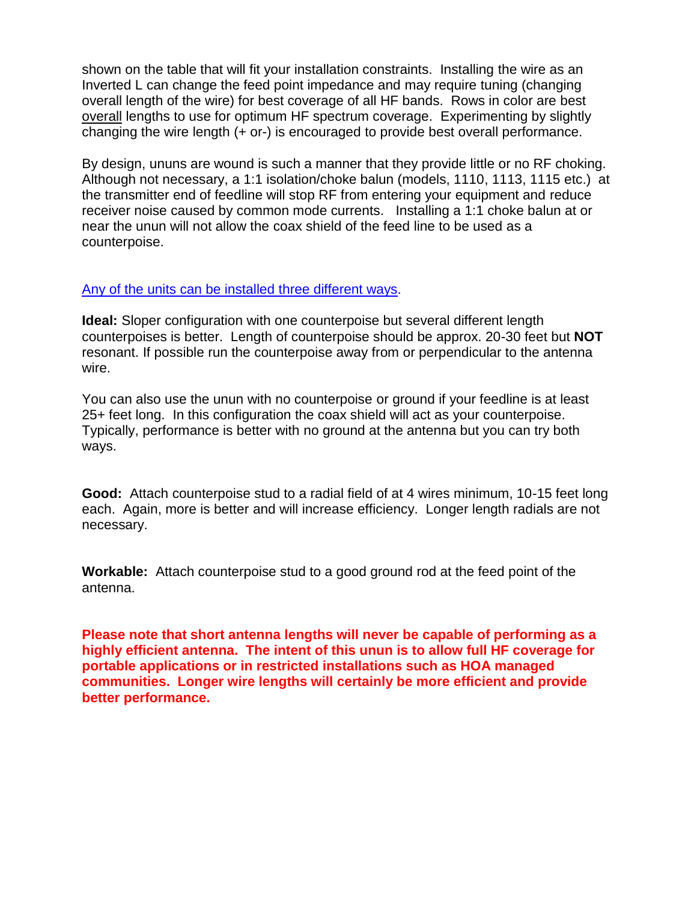shown on the table that will fit your installation constraints. Installing the wire as an Inverted L can change the feed point impedance and may require tuning (changing overall length of the wire) for best coverage of all HF bands. Rows in color are best overall lengths to use for optimum HF spectrum coverage. Experimenting by slightly changing the wire length (+ or-) is encouraged to provide best overall performance.

By design, ununs are wound is such a manner that they provide little or no RF choking. Although not necessary, a 1:1 isolation/choke balun (models, 1110, 1113, 1115 etc.) at the transmitter end of feedline will stop RF from entering your equipment and reduce receiver noise caused by common mode currents. Installing a 1:1 choke balun at or near the unun will not allow the coax shield of the feed line to be used as a counterpoise.

Any of the units can be installed three different ways.

**Ideal:** Sloper configuration with one counterpoise but several different length counterpoises is better. Length of counterpoise should be approx. 20-30 feet but **NOT** resonant. If possible run the counterpoise away from or perpendicular to the antenna wire.

You can also use the unun with no counterpoise or ground if your feedline is at least 25+ feet long. In this configuration the coax shield will act as your counterpoise. Typically, performance is better with no ground at the antenna but you can try both ways.

**Good:** Attach counterpoise stud to a radial field of at 4 wires minimum, 10-15 feet long each. Again, more is better and will increase efficiency. Longer length radials are not necessary.

**Workable:** Attach counterpoise stud to a good ground rod at the feed point of the antenna.

**Please note that short antenna lengths will never be capable of performing as a highly efficient antenna. The intent of this unun is to allow full HF coverage for portable applications or in restricted installations such as HOA managed communities. Longer wire lengths will certainly be more efficient and provide better performance.**